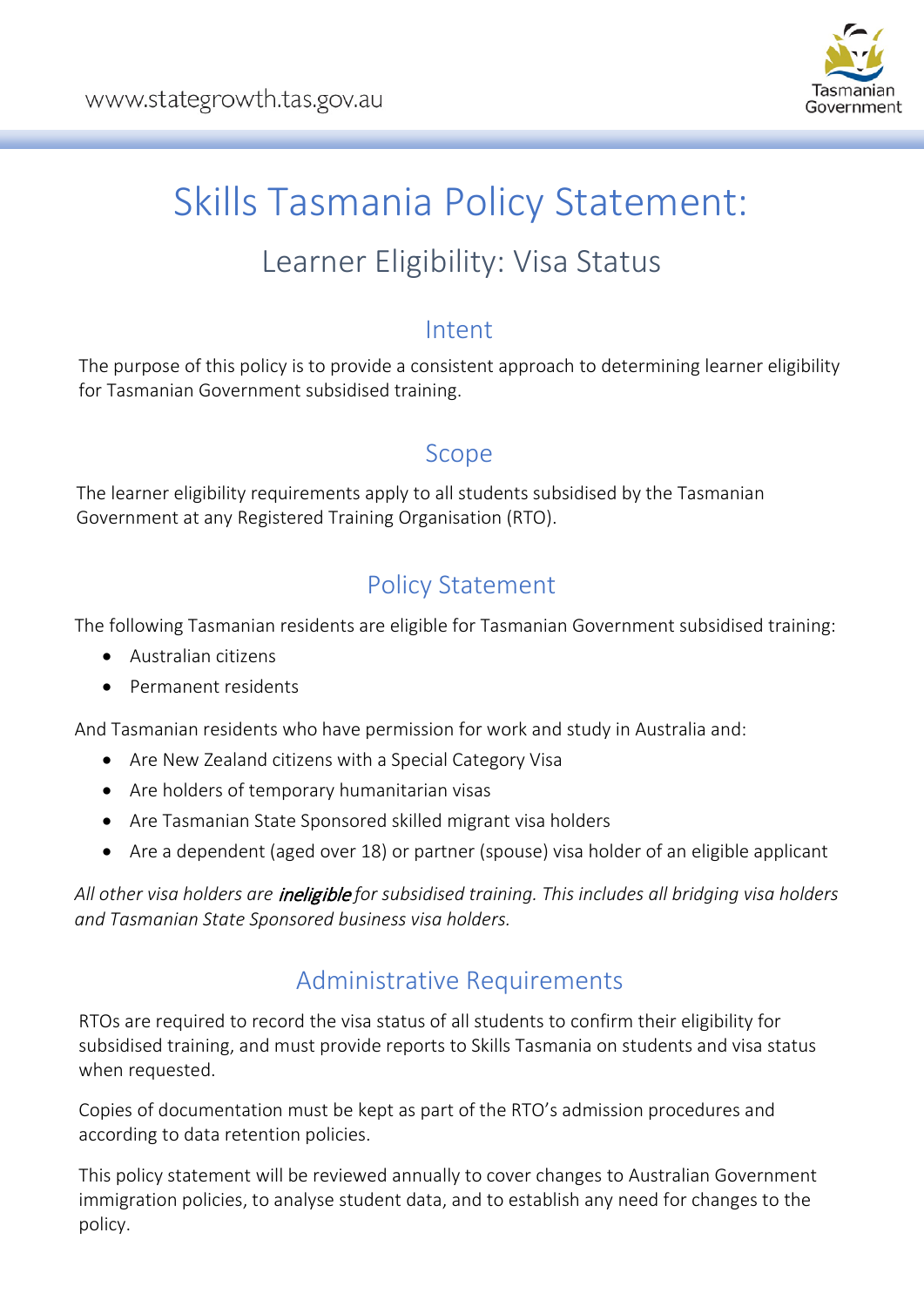www.stategrowth.tas.gov.au

# Skills Tasmania Policy Statement:

## Learner Eligibility: Visa Status

## Intent

The purpose of this policy is to provide a consistent approach to determining learner eligibility for Tasmanian Government subsidised training.

## Scope

The learner eligibility requirements apply to all students subsidised by the Tasmanian Government at any Registered Training Organisation (RTO).

## Policy Statement

The following Tasmanian residents are eligible for Tasmanian Government subsidised training:

- Australian citizens
- Permanent residents

And Tasmanian residents who have permission for work and study in Australia and:

- Are New Zealand citizens with a Special Category Visa
- Are holders of temporary humanitarian visas
- Are Tasmanian State Sponsored skilled migrant visa holders
- Are a dependent (aged over 18) or partner (spouse) visa holder of an eligible applicant

*All other visa holders are **ineligible** for subsidised training. This includes all bridging visa holders and Tasmanian State Sponsored business visa holders.*

## Administrative Requirements

RTOs are required to record the visa status of all students to confirm their eligibility for subsidised training, and must provide reports to Skills Tasmania on students and visa status when requested.

Copies of documentation must be kept as part of the RTO's admission procedures and according to data retention policies.

This policy statement will be reviewed annually to cover changes to Australian Government immigration policies, to analyse student data, and to establish any need for changes to the policy.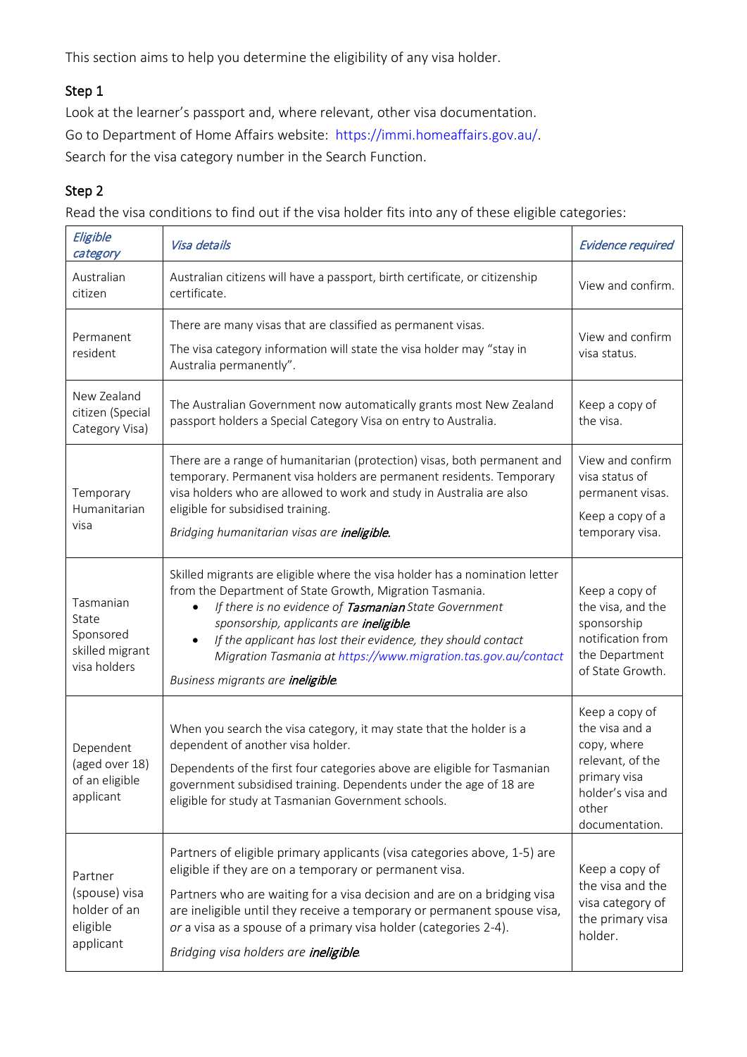This section aims to help you determine the eligibility of any visa holder.

### Step 1

Look at the learner's passport and, where relevant, other visa documentation.
Go to Department of Home Affairs website: https://immi.homeaffairs.gov.au/.
Search for the visa category number in the Search Function.

### Step 2

Read the visa conditions to find out if the visa holder fits into any of these eligible categories:

| *Eligible category* | *Visa details* | *Evidence required* |
|---|---|---|
| Australian citizen | Australian citizens will have a passport, birth certificate, or citizenship certificate. | View and confirm. |
| Permanent resident | There are many visas that are classified as permanent visas.<br><br>The visa category information will state the visa holder may "stay in Australia permanently". | View and confirm visa status. |
| New Zealand citizen (Special Category Visa) | The Australian Government now automatically grants most New Zealand passport holders a Special Category Visa on entry to Australia. | Keep a copy of the visa. |
| Temporary Humanitarian visa | There are a range of humanitarian (protection) visas, both permanent and temporary. Permanent visa holders are permanent residents. Temporary visa holders who are allowed to work and study in Australia are also eligible for subsidised training.<br><br>*Bridging humanitarian visas are **ineligible.*** | View and confirm visa status of permanent visas.<br><br>Keep a copy of a temporary visa. |
| Tasmanian State Sponsored skilled migrant visa holders | Skilled migrants are eligible where the visa holder has a nomination letter from the Department of State Growth, Migration Tasmania.<br>• *If there is no evidence of **Tasmanian** State Government sponsorship, applicants are **ineligible**.*<br>• *If the applicant has lost their evidence, they should contact Migration Tasmania at https://www.migration.tas.gov.au/contact*<br><br>*Business migrants are **ineligible**.* | Keep a copy of the visa, and the sponsorship notification from the Department of State Growth. |
| Dependent (aged over 18) of an eligible applicant | When you search the visa category, it may state that the holder is a dependent of another visa holder.<br><br>Dependents of the first four categories above are eligible for Tasmanian government subsidised training. Dependents under the age of 18 are eligible for study at Tasmanian Government schools. | Keep a copy of the visa and a copy, where relevant, of the primary visa holder's visa and other documentation. |
| Partner (spouse) visa holder of an eligible applicant | Partners of eligible primary applicants (visa categories above, 1-5) are eligible if they are on a temporary or permanent visa.<br><br>Partners who are waiting for a visa decision and are on a bridging visa are ineligible until they receive a temporary or permanent spouse visa, *or* a visa as a spouse of a primary visa holder (categories 2-4).<br><br>*Bridging visa holders are **ineligible**.* | Keep a copy of the visa and the visa category of the primary visa holder. |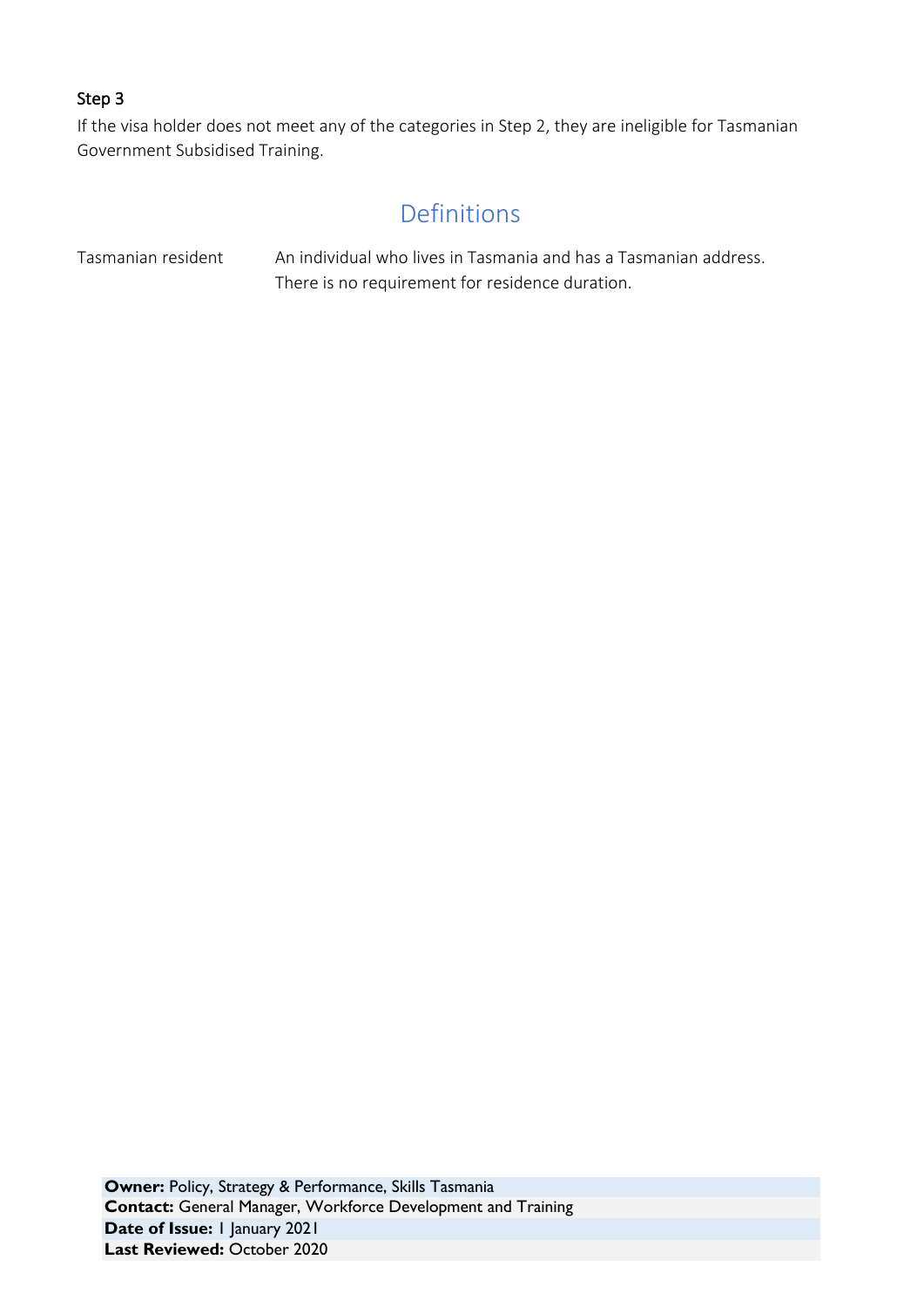### Step 3

If the visa holder does not meet any of the categories in Step 2, they are ineligible for Tasmanian Government Subsidised Training.

## Definitions

| | |
|---|---|
| Tasmanian resident | An individual who lives in Tasmania and has a Tasmanian address. There is no requirement for residence duration. |

**Owner:** Policy, Strategy & Performance, Skills Tasmania
**Contact:** General Manager, Workforce Development and Training
**Date of Issue:** 1 January 2021
**Last Reviewed:** October 2020